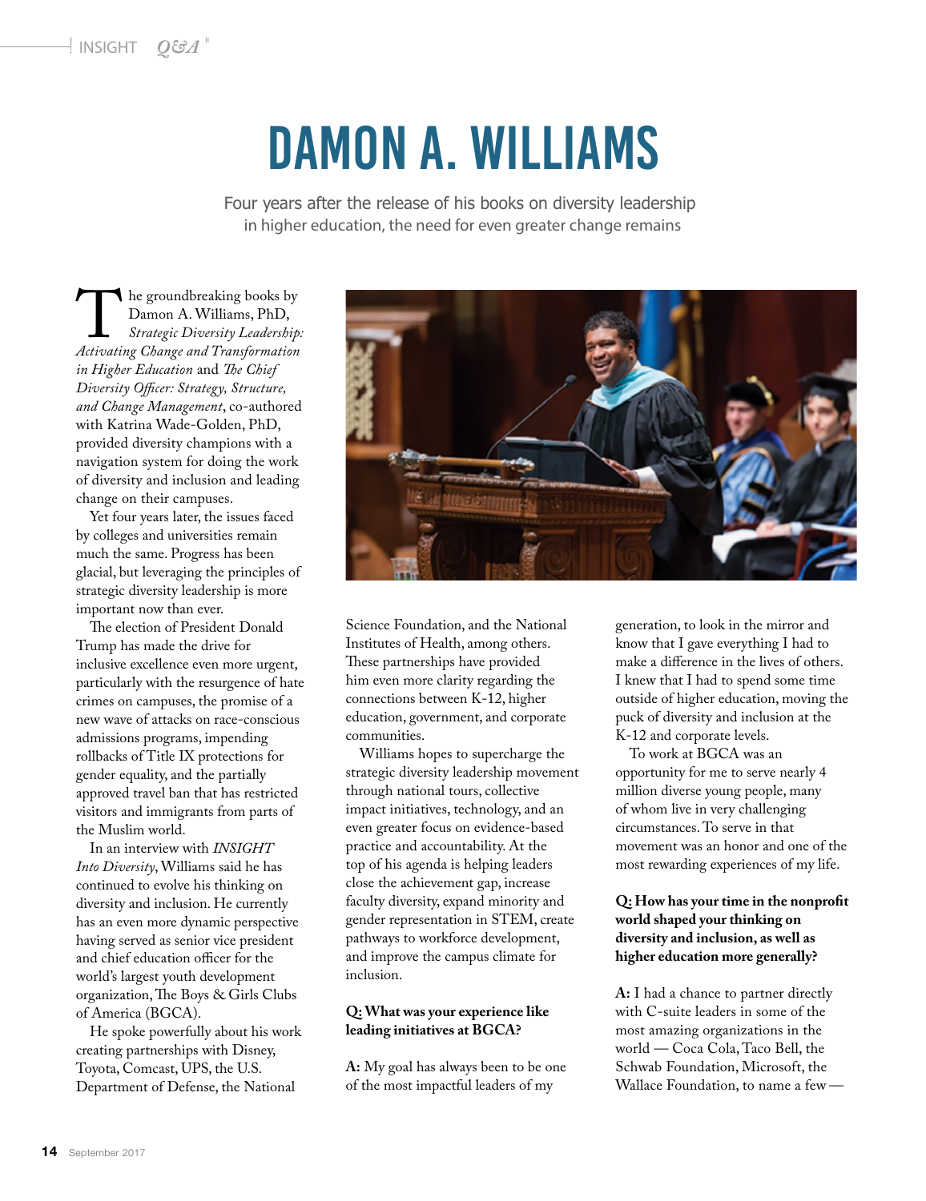# DAMON A. WILLIAMS

Four years after the release of his books on diversity leadership in higher education, the need for even greater change remains

The groundbreaking books by Damon A. Williams, PhD, *Strategic Diversity Leadership: Activating Change and Transformation in Higher Education* and *The Chief Diversity Officer: Strategy, Structure, and Change Management*, co-authored with Katrina Wade-Golden, PhD, provided diversity champions with a navigation system for doing the work of diversity and inclusion and leading change on their campuses.

Yet four years later, the issues faced by colleges and universities remain much the same. Progress has been glacial, but leveraging the principles of strategic diversity leadership is more important now than ever.

The election of President Donald Trump has made the drive for inclusive excellence even more urgent, particularly with the resurgence of hate crimes on campuses, the promise of a new wave of attacks on race-conscious admissions programs, impending rollbacks of Title IX protections for gender equality, and the partially approved travel ban that has restricted visitors and immigrants from parts of the Muslim world.

In an interview with *INSIGHT Into Diversity*, Williams said he has continued to evolve his thinking on diversity and inclusion. He currently has an even more dynamic perspective having served as senior vice president and chief education officer for the world's largest youth development organization, The Boys & Girls Clubs of America (BGCA).

He spoke powerfully about his work creating partnerships with Disney, Toyota, Comcast, UPS, the U.S. Department of Defense, the National Science Foundation, and the National Institutes of Health, among others. These partnerships have provided him even more clarity regarding the connections between K-12, higher education, government, and corporate communities.

Williams hopes to supercharge the strategic diversity leadership movement through national tours, collective impact initiatives, technology, and an even greater focus on evidence-based practice and accountability. At the top of his agenda is helping leaders close the achievement gap, increase faculty diversity, expand minority and gender representation in STEM, create pathways to workforce development, and improve the campus climate for inclusion.

**Q: What was your experience like leading initiatives at BGCA?**

**A:** My goal has always been to be one of the most impactful leaders of my generation, to look in the mirror and know that I gave everything I had to make a difference in the lives of others. I knew that I had to spend some time outside of higher education, moving the puck of diversity and inclusion at the K-12 and corporate levels.

To work at BGCA was an opportunity for me to serve nearly 4 million diverse young people, many of whom live in very challenging circumstances. To serve in that movement was an honor and one of the most rewarding experiences of my life.

**Q: How has your time in the nonprofit world shaped your thinking on diversity and inclusion, as well as higher education more generally?**

**A:** I had a chance to partner directly with C-suite leaders in some of the most amazing organizations in the world — Coca Cola, Taco Bell, the Schwab Foundation, Microsoft, the Wallace Foundation, to name a few —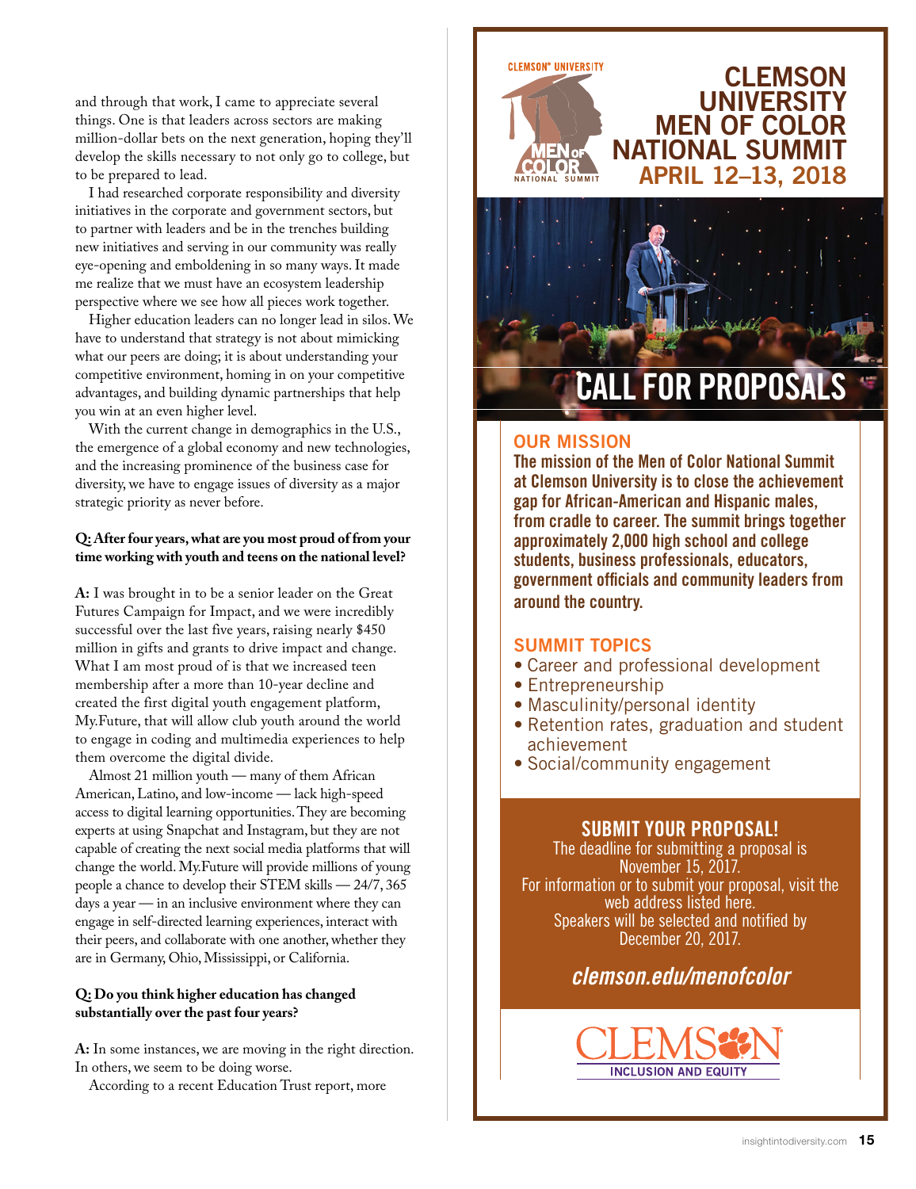and through that work, I came to appreciate several things. One is that leaders across sectors are making million-dollar bets on the next generation, hoping they'll develop the skills necessary to not only go to college, but to be prepared to lead.

I had researched corporate responsibility and diversity initiatives in the corporate and government sectors, but to partner with leaders and be in the trenches building new initiatives and serving in our community was really eye-opening and emboldening in so many ways. It made me realize that we must have an ecosystem leadership perspective where we see how all pieces work together.

Higher education leaders can no longer lead in silos. We have to understand that strategy is not about mimicking what our peers are doing; it is about understanding your competitive environment, homing in on your competitive advantages, and building dynamic partnerships that help you win at an even higher level.

With the current change in demographics in the U.S., the emergence of a global economy and new technologies, and the increasing prominence of the business case for diversity, we have to engage issues of diversity as a major strategic priority as never before.

**Q: After four years, what are you most proud of from your time working with youth and teens on the national level?**

**A:** I was brought in to be a senior leader on the Great Futures Campaign for Impact, and we were incredibly successful over the last five years, raising nearly $450 million in gifts and grants to drive impact and change. What I am most proud of is that we increased teen membership after a more than 10-year decline and created the first digital youth engagement platform, My.Future, that will allow club youth around the world to engage in coding and multimedia experiences to help them overcome the digital divide.

Almost 21 million youth — many of them African American, Latino, and low-income — lack high-speed access to digital learning opportunities. They are becoming experts at using Snapchat and Instagram, but they are not capable of creating the next social media platforms that will change the world. My.Future will provide millions of young people a chance to develop their STEM skills — 24/7, 365 days a year — in an inclusive environment where they can engage in self-directed learning experiences, interact with their peers, and collaborate with one another, whether they are in Germany, Ohio, Mississippi, or California.

**Q: Do you think higher education has changed substantially over the past four years?**

**A:** In some instances, we are moving in the right direction. In others, we seem to be doing worse.

According to a recent Education Trust report, more

---

CLEMSON® UNIVERSITY MEN OF COLOR NATIONAL SUMMIT

# CLEMSON UNIVERSITY MEN OF COLOR NATIONAL SUMMIT
## APRIL 12–13, 2018

# CALL FOR PROPOSALS

## OUR MISSION

**The mission of the Men of Color National Summit at Clemson University is to close the achievement gap for African-American and Hispanic males, from cradle to career. The summit brings together approximately 2,000 high school and college students, business professionals, educators, government officials and community leaders from around the country.**

## SUMMIT TOPICS

- Career and professional development
- Entrepreneurship
- Masculinity/personal identity
- Retention rates, graduation and student achievement
- Social/community engagement

## SUBMIT YOUR PROPOSAL!

The deadline for submitting a proposal is November 15, 2017.
For information or to submit your proposal, visit the web address listed here.
Speakers will be selected and notified by December 20, 2017.

***clemson.edu/menofcolor***

CLEMSON INCLUSION AND EQUITY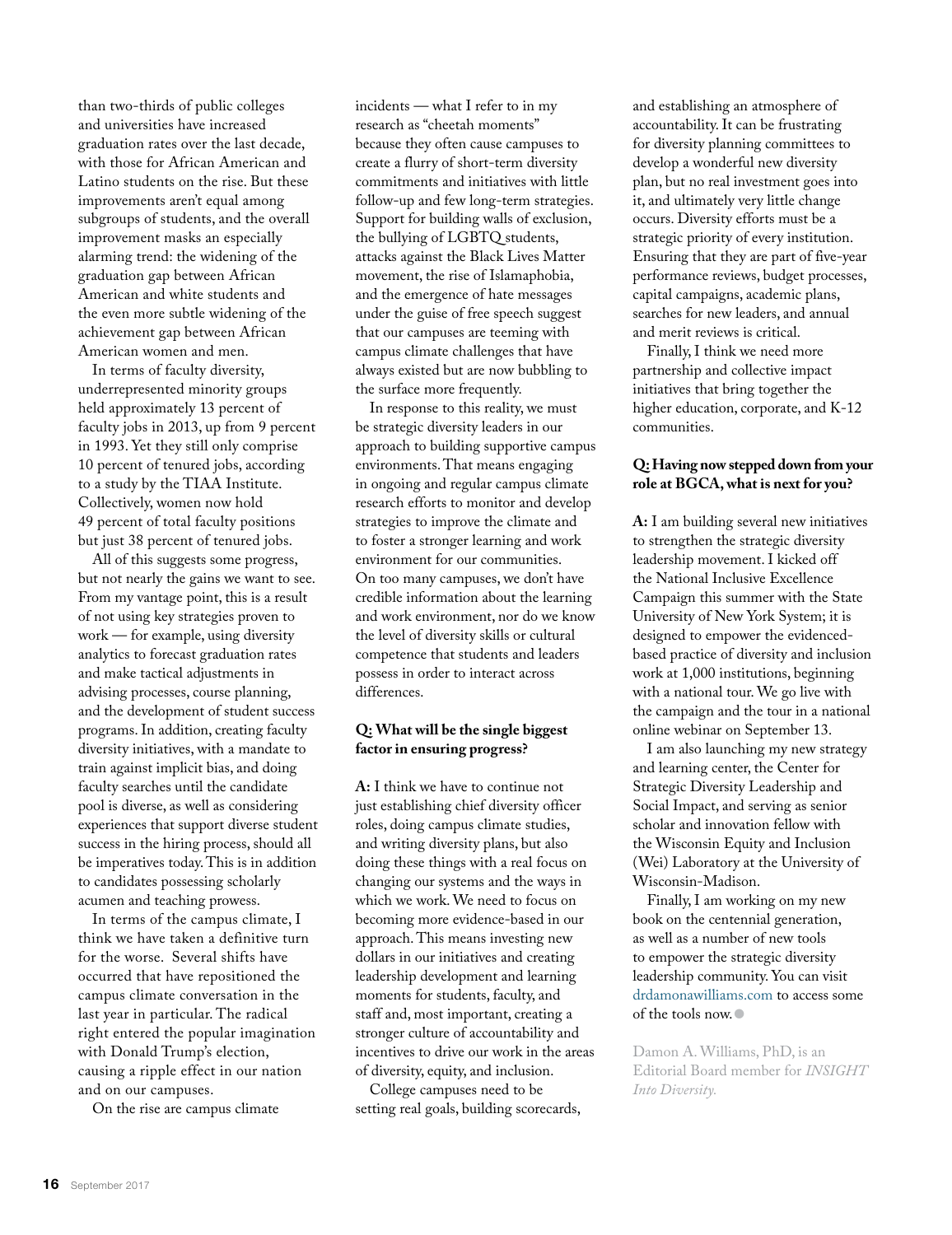than two-thirds of public colleges and universities have increased graduation rates over the last decade, with those for African American and Latino students on the rise. But these improvements aren't equal among subgroups of students, and the overall improvement masks an especially alarming trend: the widening of the graduation gap between African American and white students and the even more subtle widening of the achievement gap between African American women and men.

In terms of faculty diversity, underrepresented minority groups held approximately 13 percent of faculty jobs in 2013, up from 9 percent in 1993. Yet they still only comprise 10 percent of tenured jobs, according to a study by the TIAA Institute. Collectively, women now hold 49 percent of total faculty positions but just 38 percent of tenured jobs.

All of this suggests some progress, but not nearly the gains we want to see. From my vantage point, this is a result of not using key strategies proven to work — for example, using diversity analytics to forecast graduation rates and make tactical adjustments in advising processes, course planning, and the development of student success programs. In addition, creating faculty diversity initiatives, with a mandate to train against implicit bias, and doing faculty searches until the candidate pool is diverse, as well as considering experiences that support diverse student success in the hiring process, should all be imperatives today. This is in addition to candidates possessing scholarly acumen and teaching prowess.

In terms of the campus climate, I think we have taken a definitive turn for the worse. Several shifts have occurred that have repositioned the campus climate conversation in the last year in particular. The radical right entered the popular imagination with Donald Trump's election, causing a ripple effect in our nation and on our campuses.

On the rise are campus climate incidents — what I refer to in my research as "cheetah moments" because they often cause campuses to create a flurry of short-term diversity commitments and initiatives with little follow-up and few long-term strategies. Support for building walls of exclusion, the bullying of LGBTQ students, attacks against the Black Lives Matter movement, the rise of Islamaphobia, and the emergence of hate messages under the guise of free speech suggest that our campuses are teeming with campus climate challenges that have always existed but are now bubbling to the surface more frequently.

In response to this reality, we must be strategic diversity leaders in our approach to building supportive campus environments. That means engaging in ongoing and regular campus climate research efforts to monitor and develop strategies to improve the climate and to foster a stronger learning and work environment for our communities. On too many campuses, we don't have credible information about the learning and work environment, nor do we know the level of diversity skills or cultural competence that students and leaders possess in order to interact across differences.

**Q: What will be the single biggest factor in ensuring progress?**

**A:** I think we have to continue not just establishing chief diversity officer roles, doing campus climate studies, and writing diversity plans, but also doing these things with a real focus on changing our systems and the ways in which we work. We need to focus on becoming more evidence-based in our approach. This means investing new dollars in our initiatives and creating leadership development and learning moments for students, faculty, and staff and, most important, creating a stronger culture of accountability and incentives to drive our work in the areas of diversity, equity, and inclusion.

College campuses need to be setting real goals, building scorecards, and establishing an atmosphere of accountability. It can be frustrating for diversity planning committees to develop a wonderful new diversity plan, but no real investment goes into it, and ultimately very little change occurs. Diversity efforts must be a strategic priority of every institution. Ensuring that they are part of five-year performance reviews, budget processes, capital campaigns, academic plans, searches for new leaders, and annual and merit reviews is critical.

Finally, I think we need more partnership and collective impact initiatives that bring together the higher education, corporate, and K-12 communities.

**Q: Having now stepped down from your role at BGCA, what is next for you?**

**A:** I am building several new initiatives to strengthen the strategic diversity leadership movement. I kicked off the National Inclusive Excellence Campaign this summer with the State University of New York System; it is designed to empower the evidenced-based practice of diversity and inclusion work at 1,000 institutions, beginning with a national tour. We go live with the campaign and the tour in a national online webinar on September 13.

I am also launching my new strategy and learning center, the Center for Strategic Diversity Leadership and Social Impact, and serving as senior scholar and innovation fellow with the Wisconsin Equity and Inclusion (Wei) Laboratory at the University of Wisconsin-Madison.

Finally, I am working on my new book on the centennial generation, as well as a number of new tools to empower the strategic diversity leadership community. You can visit drdamonawilliams.com to access some of the tools now.

Damon A. Williams, PhD, is an Editorial Board member for *INSIGHT Into Diversity.*